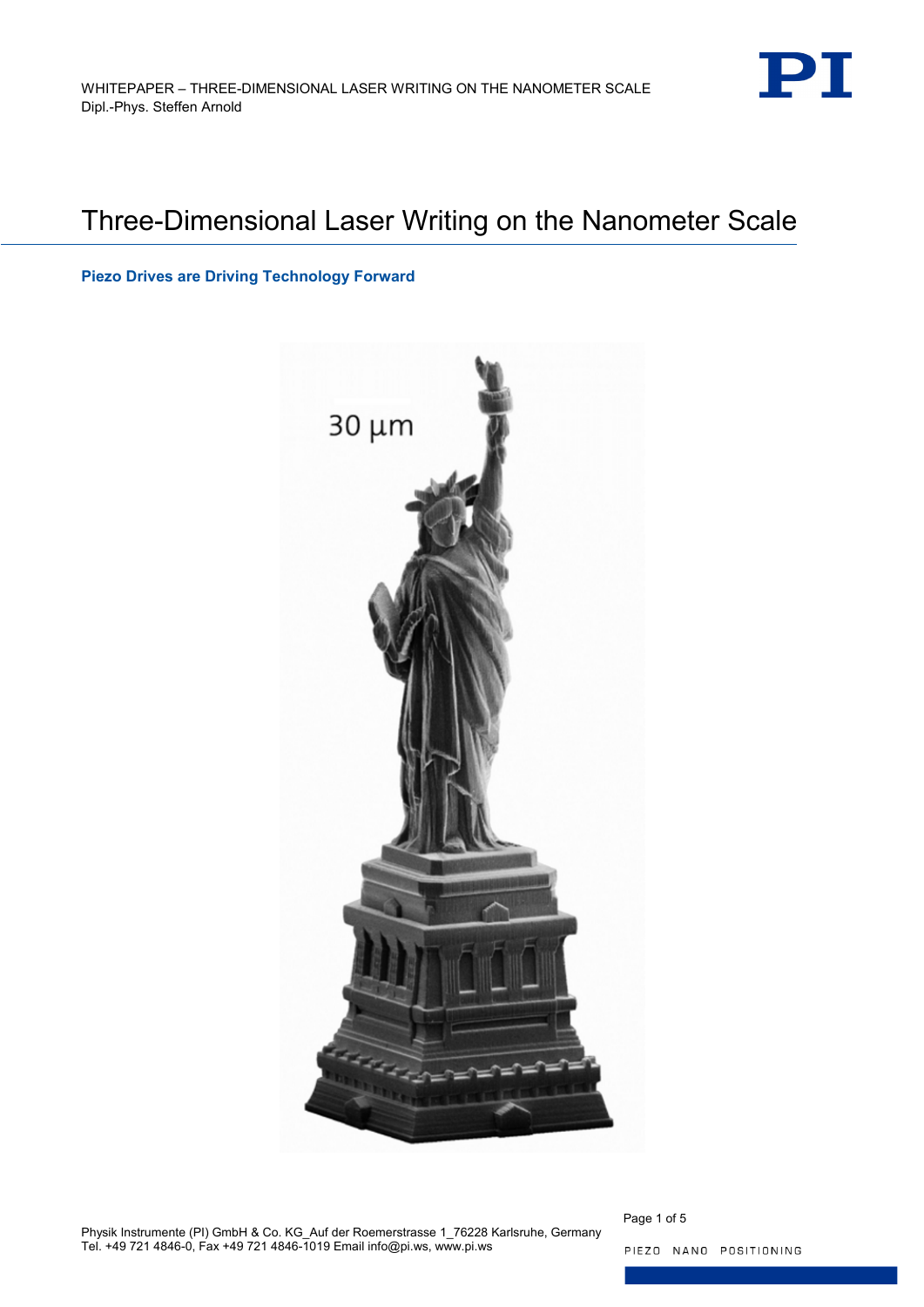# Three-Dimensional Laser Writing on the Nanometer Scale

**Piezo Drives are Driving Technology Forward**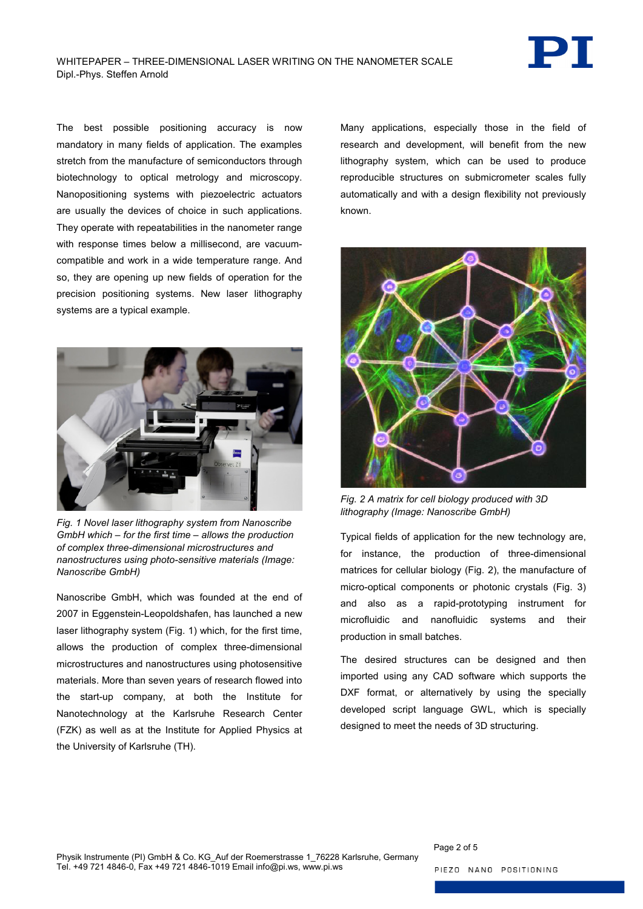The best possible positioning accuracy is now mandatory in many fields of application. The examples stretch from the manufacture of semiconductors through biotechnology to optical metrology and microscopy. Nanopositioning systems with piezoelectric actuators are usually the devices of choice in such applications. They operate with repeatabilities in the nanometer range with response times below a millisecond, are vacuum-compatible and work in a wide temperature range. And so, they are opening up new fields of operation for the precision positioning systems. New laser lithography systems are a typical example.

*Fig. 1 Novel laser lithography system from Nanoscribe GmbH which – for the first time – allows the production of complex three-dimensional microstructures and nanostructures using photo-sensitive materials (Image: Nanoscribe GmbH)*

Nanoscribe GmbH, which was founded at the end of 2007 in Eggenstein-Leopoldshafen, has launched a new laser lithography system (Fig. 1) which, for the first time, allows the production of complex three-dimensional microstructures and nanostructures using photosensitive materials. More than seven years of research flowed into the start-up company, at both the Institute for Nanotechnology at the Karlsruhe Research Center (FZK) as well as at the Institute for Applied Physics at the University of Karlsruhe (TH).

Many applications, especially those in the field of research and development, will benefit from the new lithography system, which can be used to produce reproducible structures on submicrometer scales fully automatically and with a design flexibility not previously known.

*Fig. 2 A matrix for cell biology produced with 3D lithography (Image: Nanoscribe GmbH)*

Typical fields of application for the new technology are, for instance, the production of three-dimensional matrices for cellular biology (Fig. 2), the manufacture of micro-optical components or photonic crystals (Fig. 3) and also as a rapid-prototyping instrument for microfluidic and nanofluidic systems and their production in small batches.

The desired structures can be designed and then imported using any CAD software which supports the DXF format, or alternatively by using the specially developed script language GWL, which is specially designed to meet the needs of 3D structuring.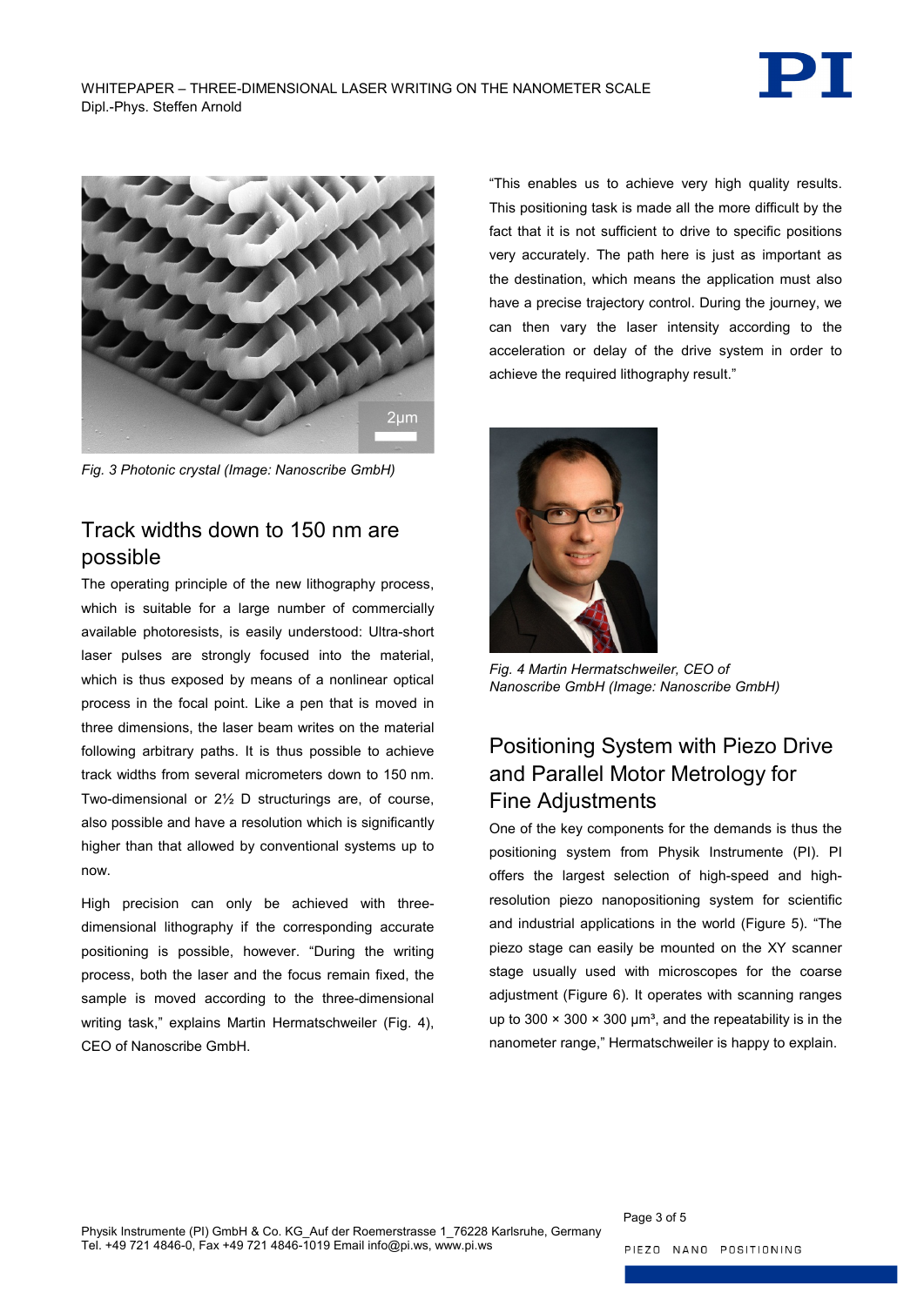*Fig. 3 Photonic crystal (Image: Nanoscribe GmbH)*

## Track widths down to 150 nm are possible

The operating principle of the new lithography process, which is suitable for a large number of commercially available photoresists, is easily understood: Ultra-short laser pulses are strongly focused into the material, which is thus exposed by means of a nonlinear optical process in the focal point. Like a pen that is moved in three dimensions, the laser beam writes on the material following arbitrary paths. It is thus possible to achieve track widths from several micrometers down to 150 nm. Two-dimensional or 2½ D structurings are, of course, also possible and have a resolution which is significantly higher than that allowed by conventional systems up to now.

High precision can only be achieved with three-dimensional lithography if the corresponding accurate positioning is possible, however. "During the writing process, both the laser and the focus remain fixed, the sample is moved according to the three-dimensional writing task," explains Martin Hermatschweiler (Fig. 4), CEO of Nanoscribe GmbH.

"This enables us to achieve very high quality results. This positioning task is made all the more difficult by the fact that it is not sufficient to drive to specific positions very accurately. The path here is just as important as the destination, which means the application must also have a precise trajectory control. During the journey, we can then vary the laser intensity according to the acceleration or delay of the drive system in order to achieve the required lithography result."

*Fig. 4 Martin Hermatschweiler, CEO of Nanoscribe GmbH (Image: Nanoscribe GmbH)*

## Positioning System with Piezo Drive and Parallel Motor Metrology for Fine Adjustments

One of the key components for the demands is thus the positioning system from Physik Instrumente (PI). PI offers the largest selection of high-speed and high-resolution piezo nanopositioning system for scientific and industrial applications in the world (Figure 5). "The piezo stage can easily be mounted on the XY scanner stage usually used with microscopes for the coarse adjustment (Figure 6). It operates with scanning ranges up to 300 × 300 × 300 µm³, and the repeatability is in the nanometer range," Hermatschweiler is happy to explain.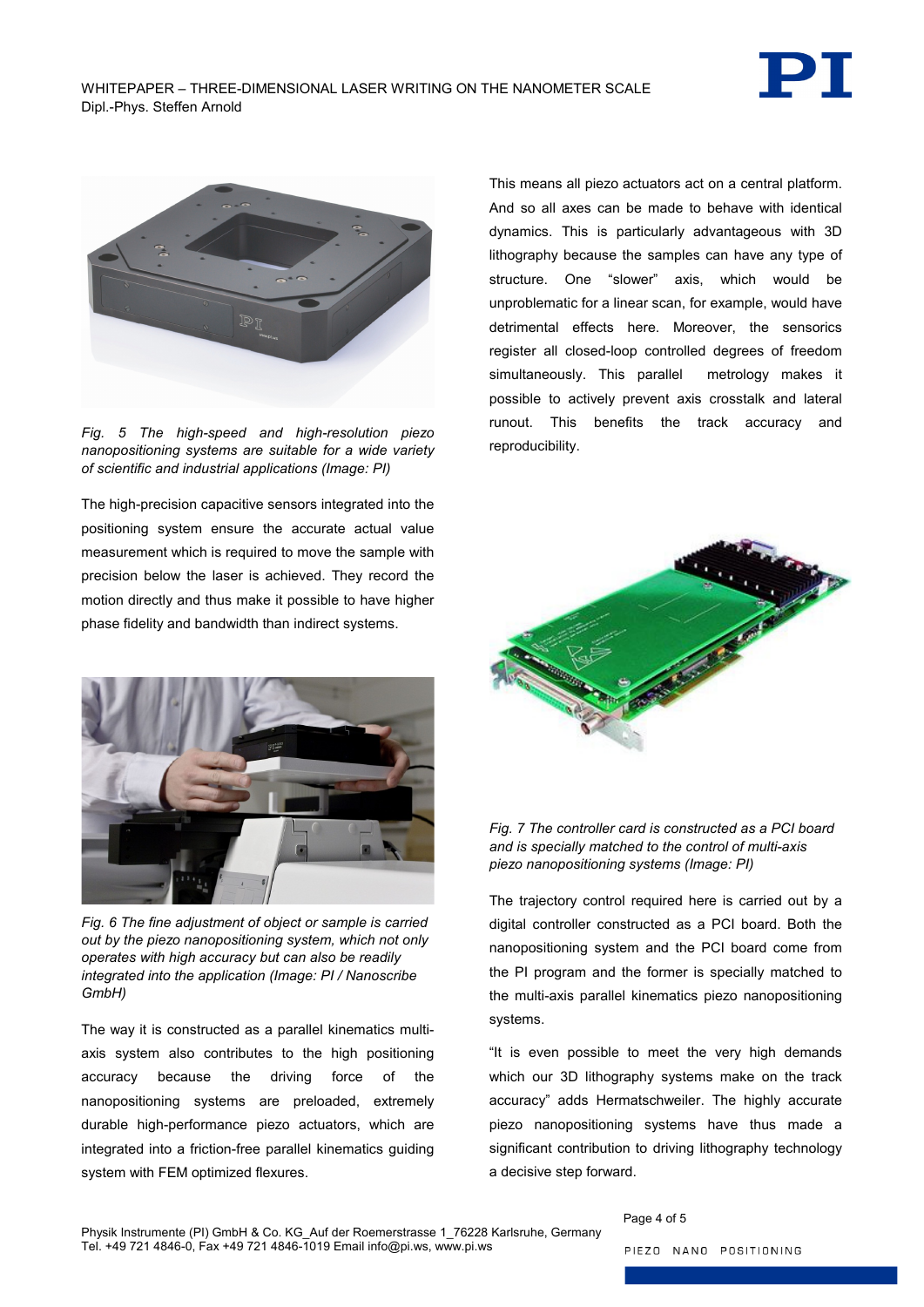*Fig. 5 The high-speed and high-resolution piezo nanopositioning systems are suitable for a wide variety of scientific and industrial applications (Image: PI)*

The high-precision capacitive sensors integrated into the positioning system ensure the accurate actual value measurement which is required to move the sample with precision below the laser is achieved. They record the motion directly and thus make it possible to have higher phase fidelity and bandwidth than indirect systems.

*Fig. 6 The fine adjustment of object or sample is carried out by the piezo nanopositioning system, which not only operates with high accuracy but can also be readily integrated into the application (Image: PI / Nanoscribe GmbH)*

The way it is constructed as a parallel kinematics multi-axis system also contributes to the high positioning accuracy because the driving force of the nanopositioning systems are preloaded, extremely durable high-performance piezo actuators, which are integrated into a friction-free parallel kinematics guiding system with FEM optimized flexures.

This means all piezo actuators act on a central platform. And so all axes can be made to behave with identical dynamics. This is particularly advantageous with 3D lithography because the samples can have any type of structure. One "slower" axis, which would be unproblematic for a linear scan, for example, would have detrimental effects here. Moreover, the sensorics register all closed-loop controlled degrees of freedom simultaneously. This parallel metrology makes it possible to actively prevent axis crosstalk and lateral runout. This benefits the track accuracy and reproducibility.

*Fig. 7 The controller card is constructed as a PCI board and is specially matched to the control of multi-axis piezo nanopositioning systems (Image: PI)*

The trajectory control required here is carried out by a digital controller constructed as a PCI board. Both the nanopositioning system and the PCI board come from the PI program and the former is specially matched to the multi-axis parallel kinematics piezo nanopositioning systems.

"It is even possible to meet the very high demands which our 3D lithography systems make on the track accuracy" adds Hermatschweiler. The highly accurate piezo nanopositioning systems have thus made a significant contribution to driving lithography technology a decisive step forward.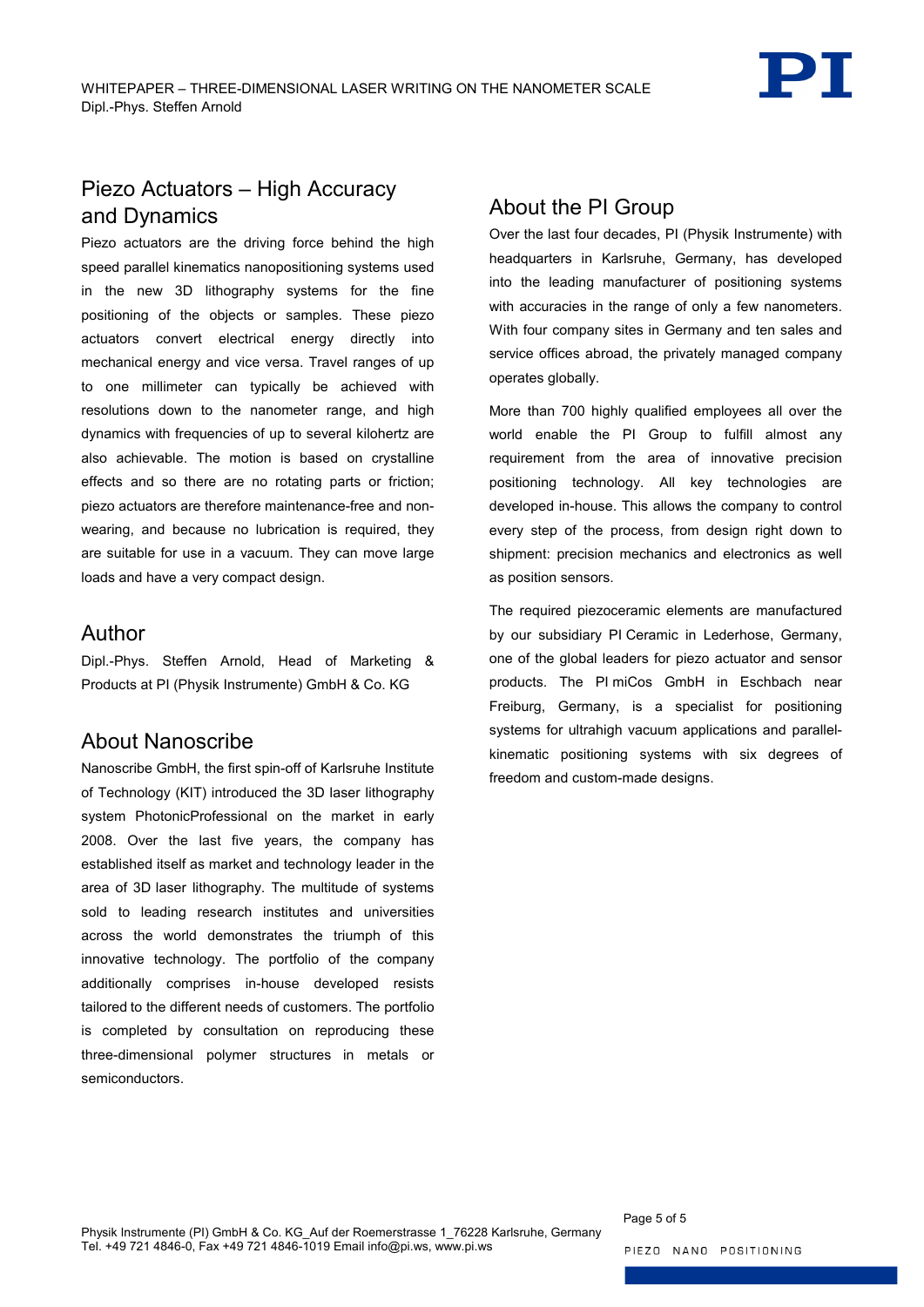## Piezo Actuators – High Accuracy and Dynamics

Piezo actuators are the driving force behind the high speed parallel kinematics nanopositioning systems used in the new 3D lithography systems for the fine positioning of the objects or samples. These piezo actuators convert electrical energy directly into mechanical energy and vice versa. Travel ranges of up to one millimeter can typically be achieved with resolutions down to the nanometer range, and high dynamics with frequencies of up to several kilohertz are also achievable. The motion is based on crystalline effects and so there are no rotating parts or friction; piezo actuators are therefore maintenance-free and non-wearing, and because no lubrication is required, they are suitable for use in a vacuum. They can move large loads and have a very compact design.

## Author

Dipl.-Phys. Steffen Arnold, Head of Marketing & Products at PI (Physik Instrumente) GmbH & Co. KG

## About Nanoscribe

Nanoscribe GmbH, the first spin-off of Karlsruhe Institute of Technology (KIT) introduced the 3D laser lithography system PhotonicProfessional on the market in early 2008. Over the last five years, the company has established itself as market and technology leader in the area of 3D laser lithography. The multitude of systems sold to leading research institutes and universities across the world demonstrates the triumph of this innovative technology. The portfolio of the company additionally comprises in-house developed resists tailored to the different needs of customers. The portfolio is completed by consultation on reproducing these three-dimensional polymer structures in metals or semiconductors.

## About the PI Group

Over the last four decades, PI (Physik Instrumente) with headquarters in Karlsruhe, Germany, has developed into the leading manufacturer of positioning systems with accuracies in the range of only a few nanometers. With four company sites in Germany and ten sales and service offices abroad, the privately managed company operates globally.

More than 700 highly qualified employees all over the world enable the PI Group to fulfill almost any requirement from the area of innovative precision positioning technology. All key technologies are developed in-house. This allows the company to control every step of the process, from design right down to shipment: precision mechanics and electronics as well as position sensors.

The required piezoceramic elements are manufactured by our subsidiary PI Ceramic in Lederhose, Germany, one of the global leaders for piezo actuator and sensor products. The PI miCos GmbH in Eschbach near Freiburg, Germany, is a specialist for positioning systems for ultrahigh vacuum applications and parallel-kinematic positioning systems with six degrees of freedom and custom-made designs.